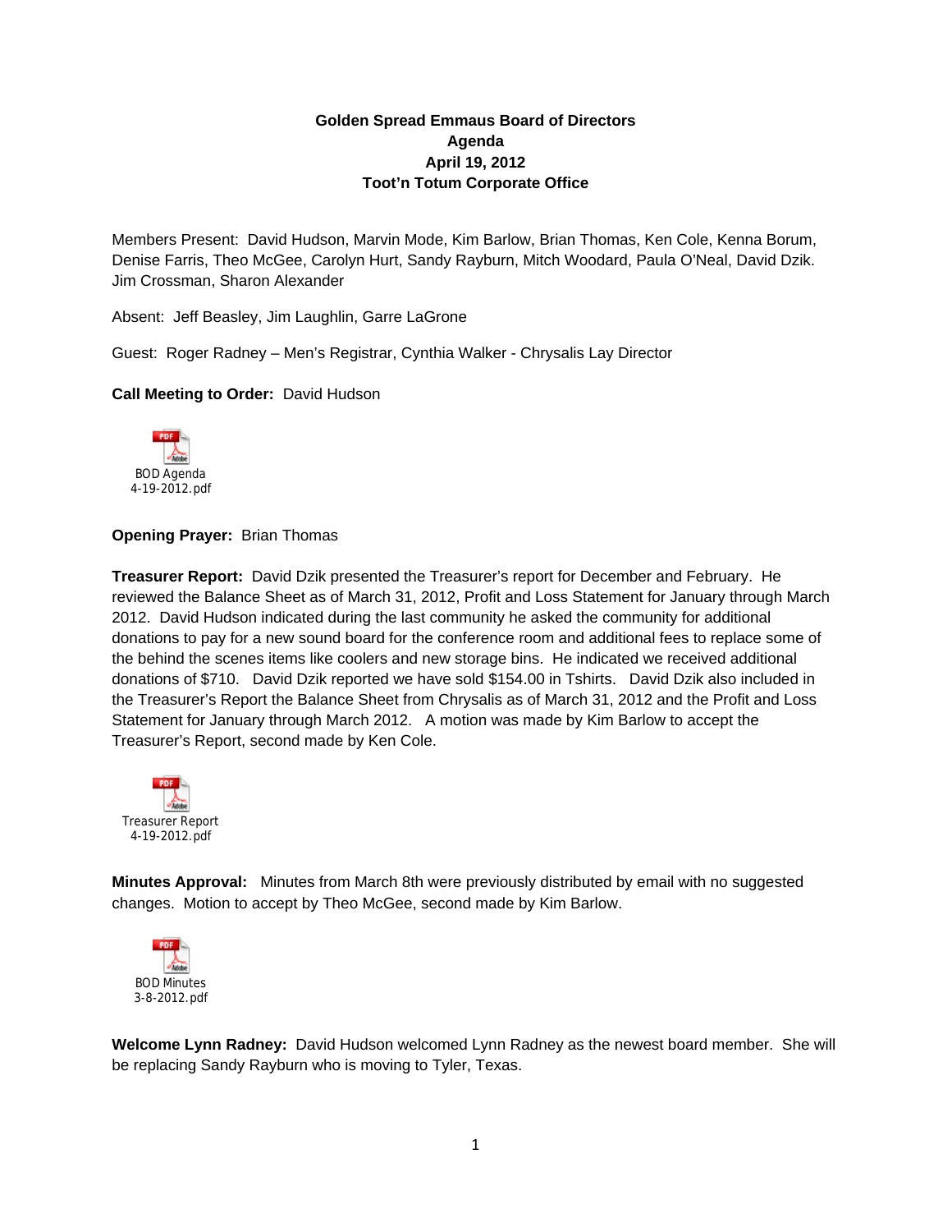**Golden Spread Emmaus Board of Directors**
**Agenda**
**April 19, 2012**
**Toot'n Totum Corporate Office**

Members Present: David Hudson, Marvin Mode, Kim Barlow, Brian Thomas, Ken Cole, Kenna Borum, Denise Farris, Theo McGee, Carolyn Hurt, Sandy Rayburn, Mitch Woodard, Paula O'Neal, David Dzik. Jim Crossman, Sharon Alexander

Absent: Jeff Beasley, Jim Laughlin, Garre LaGrone

Guest: Roger Radney – Men's Registrar, Cynthia Walker - Chrysalis Lay Director

**Call Meeting to Order:** David Hudson

BOD Agenda 4-19-2012.pdf

**Opening Prayer:** Brian Thomas

**Treasurer Report:** David Dzik presented the Treasurer's report for December and February. He reviewed the Balance Sheet as of March 31, 2012, Profit and Loss Statement for January through March 2012. David Hudson indicated during the last community he asked the community for additional donations to pay for a new sound board for the conference room and additional fees to replace some of the behind the scenes items like coolers and new storage bins. He indicated we received additional donations of $710. David Dzik reported we have sold $154.00 in Tshirts. David Dzik also included in the Treasurer's Report the Balance Sheet from Chrysalis as of March 31, 2012 and the Profit and Loss Statement for January through March 2012. A motion was made by Kim Barlow to accept the Treasurer's Report, second made by Ken Cole.

Treasurer Report 4-19-2012.pdf

**Minutes Approval:** Minutes from March 8th were previously distributed by email with no suggested changes. Motion to accept by Theo McGee, second made by Kim Barlow.

BOD Minutes 3-8-2012.pdf

**Welcome Lynn Radney:** David Hudson welcomed Lynn Radney as the newest board member. She will be replacing Sandy Rayburn who is moving to Tyler, Texas.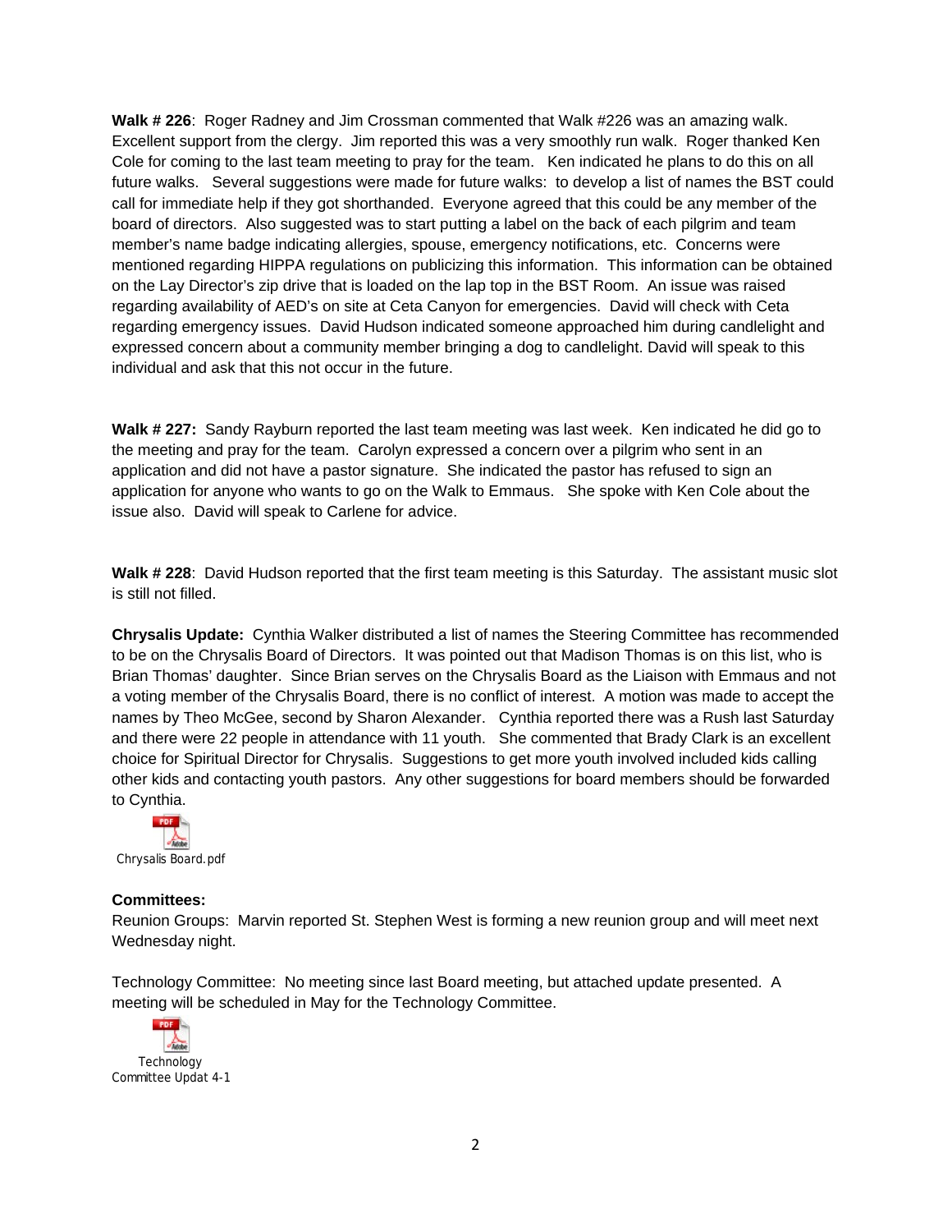**Walk # 226**: Roger Radney and Jim Crossman commented that Walk #226 was an amazing walk. Excellent support from the clergy. Jim reported this was a very smoothly run walk. Roger thanked Ken Cole for coming to the last team meeting to pray for the team. Ken indicated he plans to do this on all future walks. Several suggestions were made for future walks: to develop a list of names the BST could call for immediate help if they got shorthanded. Everyone agreed that this could be any member of the board of directors. Also suggested was to start putting a label on the back of each pilgrim and team member's name badge indicating allergies, spouse, emergency notifications, etc. Concerns were mentioned regarding HIPPA regulations on publicizing this information. This information can be obtained on the Lay Director's zip drive that is loaded on the lap top in the BST Room. An issue was raised regarding availability of AED's on site at Ceta Canyon for emergencies. David will check with Ceta regarding emergency issues. David Hudson indicated someone approached him during candlelight and expressed concern about a community member bringing a dog to candlelight. David will speak to this individual and ask that this not occur in the future.

**Walk # 227:** Sandy Rayburn reported the last team meeting was last week. Ken indicated he did go to the meeting and pray for the team. Carolyn expressed a concern over a pilgrim who sent in an application and did not have a pastor signature. She indicated the pastor has refused to sign an application for anyone who wants to go on the Walk to Emmaus. She spoke with Ken Cole about the issue also. David will speak to Carlene for advice.

**Walk # 228**: David Hudson reported that the first team meeting is this Saturday. The assistant music slot is still not filled.

**Chrysalis Update:** Cynthia Walker distributed a list of names the Steering Committee has recommended to be on the Chrysalis Board of Directors. It was pointed out that Madison Thomas is on this list, who is Brian Thomas' daughter. Since Brian serves on the Chrysalis Board as the Liaison with Emmaus and not a voting member of the Chrysalis Board, there is no conflict of interest. A motion was made to accept the names by Theo McGee, second by Sharon Alexander. Cynthia reported there was a Rush last Saturday and there were 22 people in attendance with 11 youth. She commented that Brady Clark is an excellent choice for Spiritual Director for Chrysalis. Suggestions to get more youth involved included kids calling other kids and contacting youth pastors. Any other suggestions for board members should be forwarded to Cynthia.

Chrysalis Board.pdf

**Committees:**

Reunion Groups: Marvin reported St. Stephen West is forming a new reunion group and will meet next Wednesday night.

Technology Committee: No meeting since last Board meeting, but attached update presented. A meeting will be scheduled in May for the Technology Committee.

Technology Committee Updat 4-1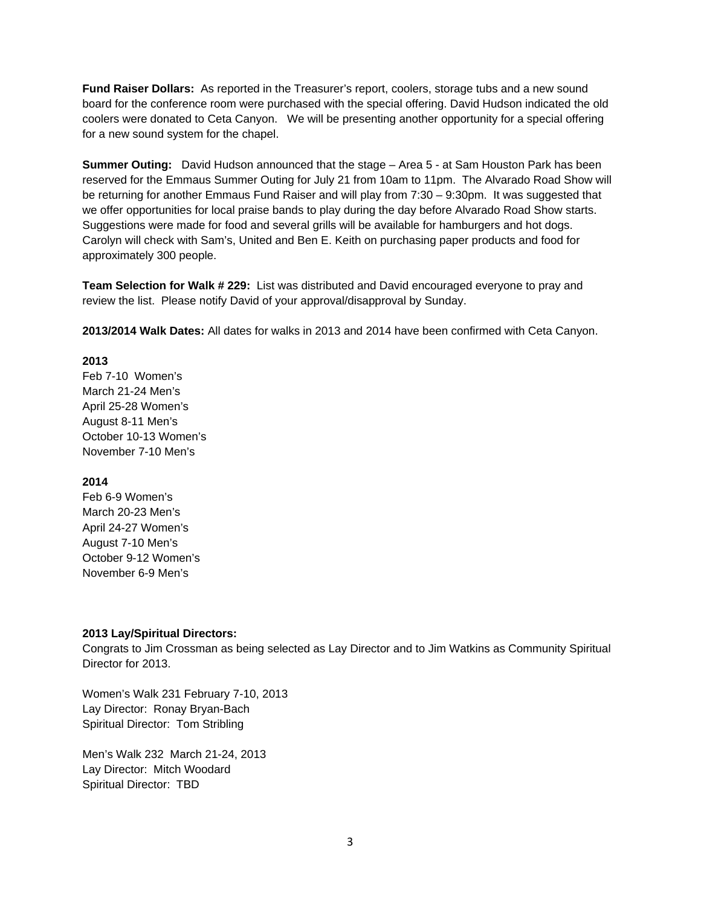**Fund Raiser Dollars:** As reported in the Treasurer's report, coolers, storage tubs and a new sound board for the conference room were purchased with the special offering. David Hudson indicated the old coolers were donated to Ceta Canyon. We will be presenting another opportunity for a special offering for a new sound system for the chapel.

**Summer Outing:** David Hudson announced that the stage – Area 5 - at Sam Houston Park has been reserved for the Emmaus Summer Outing for July 21 from 10am to 11pm. The Alvarado Road Show will be returning for another Emmaus Fund Raiser and will play from 7:30 – 9:30pm. It was suggested that we offer opportunities for local praise bands to play during the day before Alvarado Road Show starts. Suggestions were made for food and several grills will be available for hamburgers and hot dogs. Carolyn will check with Sam's, United and Ben E. Keith on purchasing paper products and food for approximately 300 people.

**Team Selection for Walk # 229:** List was distributed and David encouraged everyone to pray and review the list. Please notify David of your approval/disapproval by Sunday.

**2013/2014 Walk Dates:** All dates for walks in 2013 and 2014 have been confirmed with Ceta Canyon.

**2013**
Feb 7-10 Women's
March 21-24 Men's
April 25-28 Women's
August 8-11 Men's
October 10-13 Women's
November 7-10 Men's

**2014**
Feb 6-9 Women's
March 20-23 Men's
April 24-27 Women's
August 7-10 Men's
October 9-12 Women's
November 6-9 Men's

**2013 Lay/Spiritual Directors:**
Congrats to Jim Crossman as being selected as Lay Director and to Jim Watkins as Community Spiritual Director for 2013.

Women's Walk 231 February 7-10, 2013
Lay Director: Ronay Bryan-Bach
Spiritual Director: Tom Stribling

Men's Walk 232 March 21-24, 2013
Lay Director: Mitch Woodard
Spiritual Director: TBD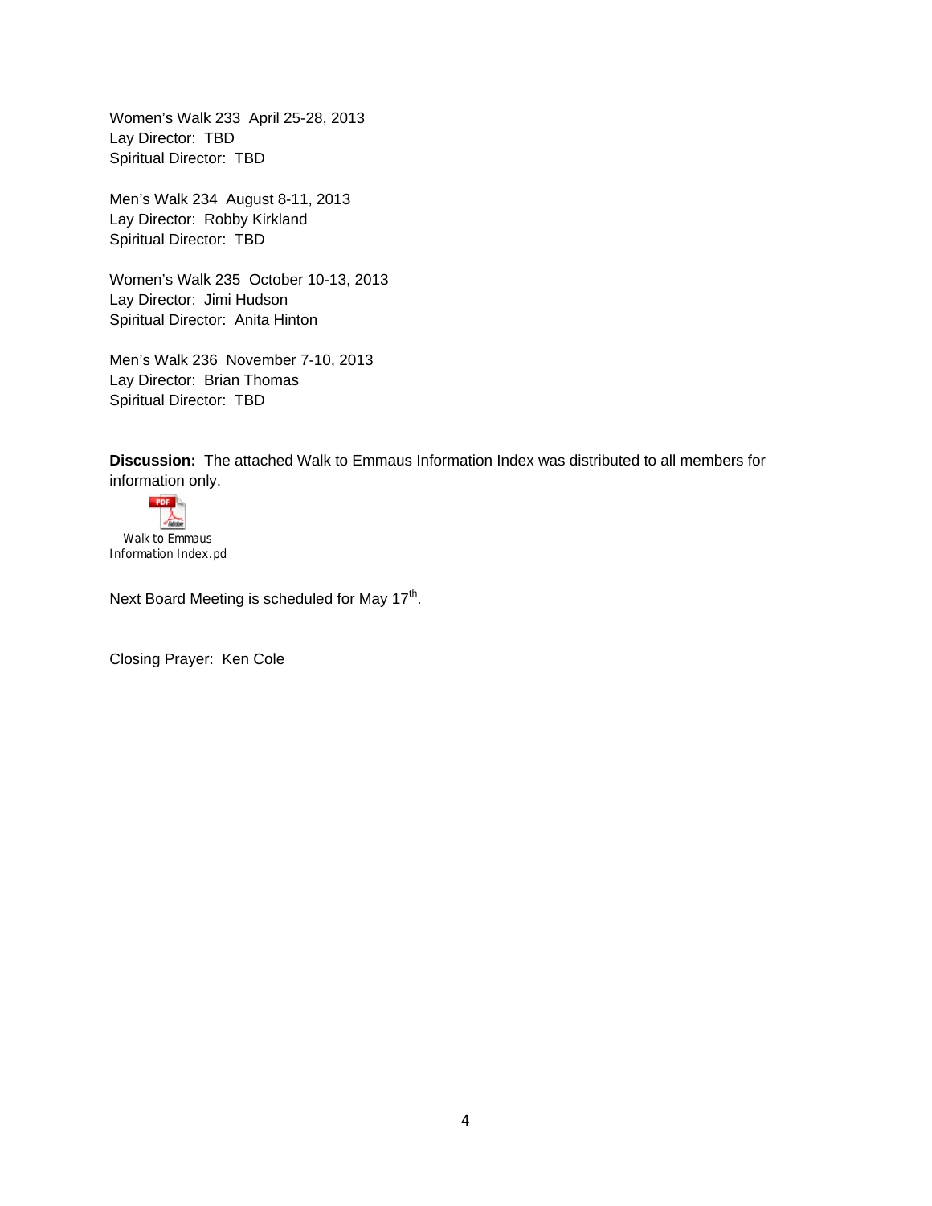Women's Walk 233  April 25-28, 2013
Lay Director:  TBD
Spiritual Director:  TBD

Men's Walk 234  August 8-11, 2013
Lay Director:  Robby Kirkland
Spiritual Director:  TBD

Women's Walk 235  October 10-13, 2013
Lay Director:  Jimi Hudson
Spiritual Director:  Anita Hinton

Men's Walk 236  November 7-10, 2013
Lay Director:  Brian Thomas
Spiritual Director:  TBD

**Discussion:**  The attached Walk to Emmaus Information Index was distributed to all members for information only.

Walk to Emmaus Information Index.pd

Next Board Meeting is scheduled for May 17th.

Closing Prayer:  Ken Cole